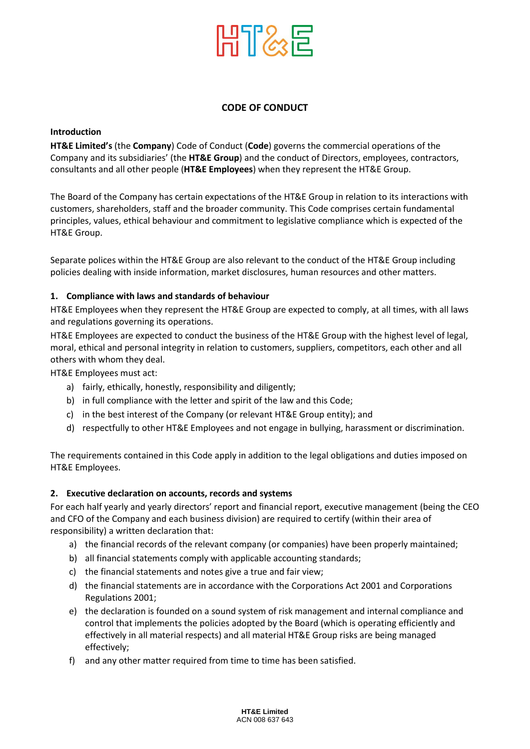# CODE OF CONDUCT

## Introduction

**HT&E Limited's** (the **Company**) Code of Conduct (**Code**) governs the commercial operations of the Company and its subsidiaries' (the **HT&E Group**) and the conduct of Directors, employees, contractors, consultants and all other people (**HT&E Employees**) when they represent the HT&E Group.

The Board of the Company has certain expectations of the HT&E Group in relation to its interactions with customers, shareholders, staff and the broader community. This Code comprises certain fundamental principles, values, ethical behaviour and commitment to legislative compliance which is expected of the HT&E Group.

Separate polices within the HT&E Group are also relevant to the conduct of the HT&E Group including policies dealing with inside information, market disclosures, human resources and other matters.

## 1. Compliance with laws and standards of behaviour

HT&E Employees when they represent the HT&E Group are expected to comply, at all times, with all laws and regulations governing its operations.

HT&E Employees are expected to conduct the business of the HT&E Group with the highest level of legal, moral, ethical and personal integrity in relation to customers, suppliers, competitors, each other and all others with whom they deal.

HT&E Employees must act:

a) fairly, ethically, honestly, responsibility and diligently;
b) in full compliance with the letter and spirit of the law and this Code;
c) in the best interest of the Company (or relevant HT&E Group entity); and
d) respectfully to other HT&E Employees and not engage in bullying, harassment or discrimination.

The requirements contained in this Code apply in addition to the legal obligations and duties imposed on HT&E Employees.

## 2. Executive declaration on accounts, records and systems

For each half yearly and yearly directors' report and financial report, executive management (being the CEO and CFO of the Company and each business division) are required to certify (within their area of responsibility) a written declaration that:

a) the financial records of the relevant company (or companies) have been properly maintained;
b) all financial statements comply with applicable accounting standards;
c) the financial statements and notes give a true and fair view;
d) the financial statements are in accordance with the Corporations Act 2001 and Corporations Regulations 2001;
e) the declaration is founded on a sound system of risk management and internal compliance and control that implements the policies adopted by the Board (which is operating efficiently and effectively in all material respects) and all material HT&E Group risks are being managed effectively;
f) and any other matter required from time to time has been satisfied.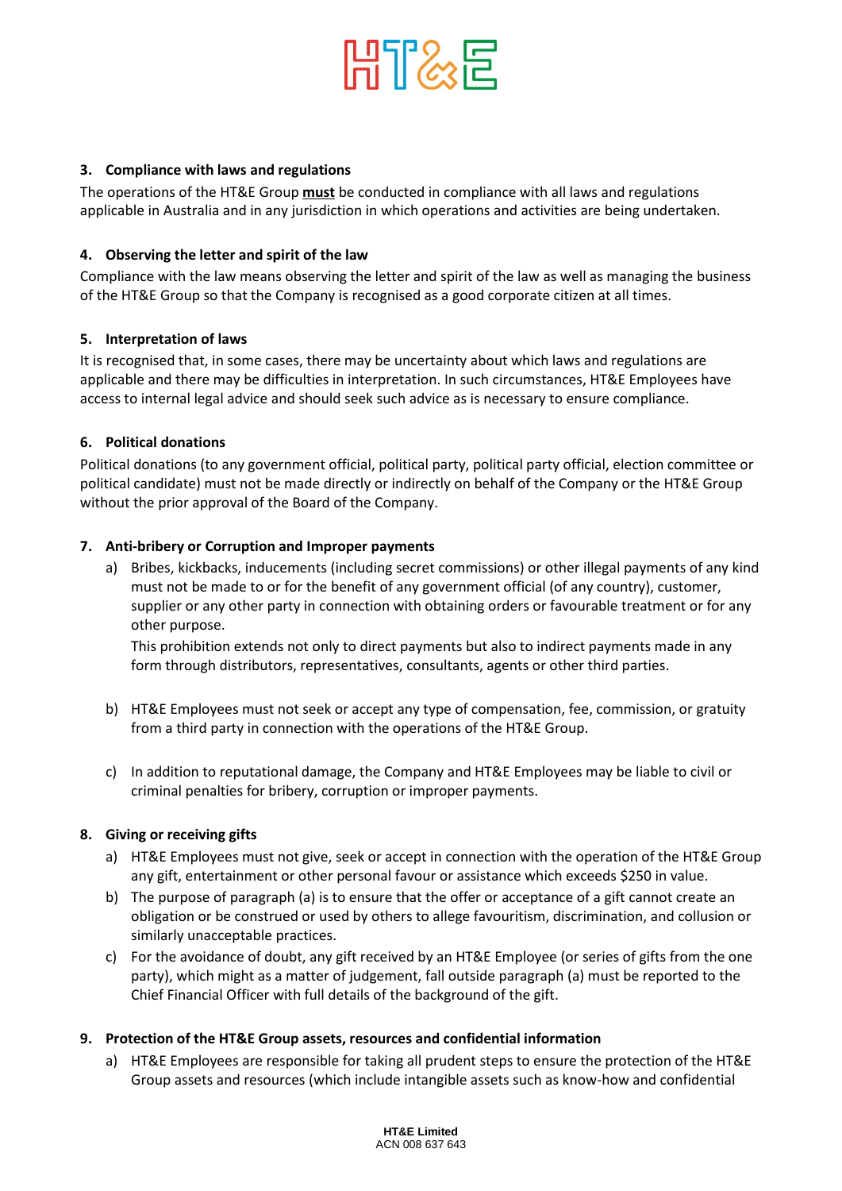### 3. Compliance with laws and regulations

The operations of the HT&E Group **must** be conducted in compliance with all laws and regulations applicable in Australia and in any jurisdiction in which operations and activities are being undertaken.

### 4. Observing the letter and spirit of the law

Compliance with the law means observing the letter and spirit of the law as well as managing the business of the HT&E Group so that the Company is recognised as a good corporate citizen at all times.

### 5. Interpretation of laws

It is recognised that, in some cases, there may be uncertainty about which laws and regulations are applicable and there may be difficulties in interpretation. In such circumstances, HT&E Employees have access to internal legal advice and should seek such advice as is necessary to ensure compliance.

### 6. Political donations

Political donations (to any government official, political party, political party official, election committee or political candidate) must not be made directly or indirectly on behalf of the Company or the HT&E Group without the prior approval of the Board of the Company.

### 7. Anti-bribery or Corruption and Improper payments

a) Bribes, kickbacks, inducements (including secret commissions) or other illegal payments of any kind must not be made to or for the benefit of any government official (of any country), customer, supplier or any other party in connection with obtaining orders or favourable treatment or for any other purpose.

   This prohibition extends not only to direct payments but also to indirect payments made in any form through distributors, representatives, consultants, agents or other third parties.

b) HT&E Employees must not seek or accept any type of compensation, fee, commission, or gratuity from a third party in connection with the operations of the HT&E Group.

c) In addition to reputational damage, the Company and HT&E Employees may be liable to civil or criminal penalties for bribery, corruption or improper payments.

### 8. Giving or receiving gifts

a) HT&E Employees must not give, seek or accept in connection with the operation of the HT&E Group any gift, entertainment or other personal favour or assistance which exceeds $250 in value.

b) The purpose of paragraph (a) is to ensure that the offer or acceptance of a gift cannot create an obligation or be construed or used by others to allege favouritism, discrimination, and collusion or similarly unacceptable practices.

c) For the avoidance of doubt, any gift received by an HT&E Employee (or series of gifts from the one party), which might as a matter of judgement, fall outside paragraph (a) must be reported to the Chief Financial Officer with full details of the background of the gift.

### 9. Protection of the HT&E Group assets, resources and confidential information

a) HT&E Employees are responsible for taking all prudent steps to ensure the protection of the HT&E Group assets and resources (which include intangible assets such as know-how and confidential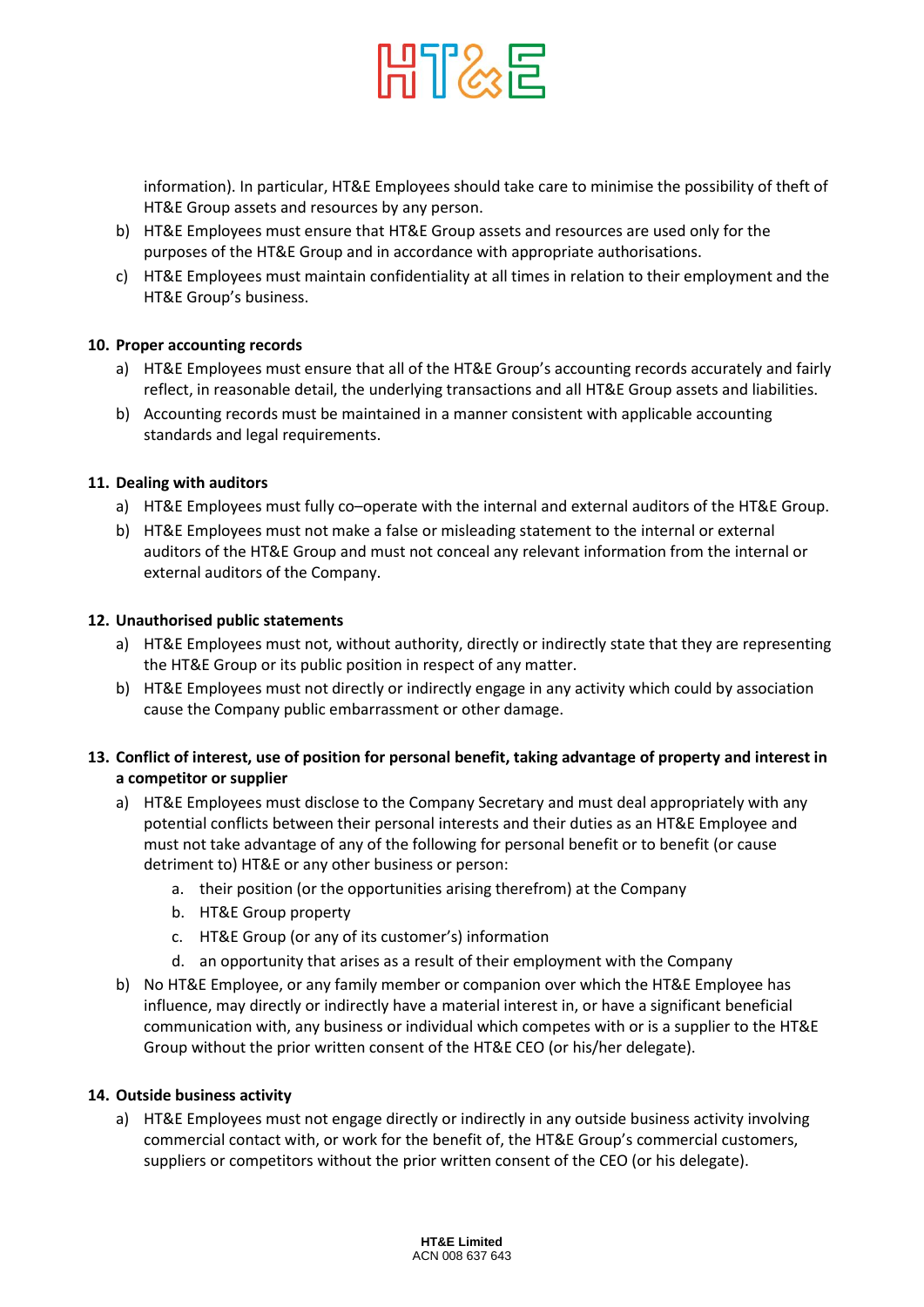information). In particular, HT&E Employees should take care to minimise the possibility of theft of HT&E Group assets and resources by any person.

b) HT&E Employees must ensure that HT&E Group assets and resources are used only for the purposes of the HT&E Group and in accordance with appropriate authorisations.

c) HT&E Employees must maintain confidentiality at all times in relation to their employment and the HT&E Group's business.

**10. Proper accounting records**

a) HT&E Employees must ensure that all of the HT&E Group's accounting records accurately and fairly reflect, in reasonable detail, the underlying transactions and all HT&E Group assets and liabilities.

b) Accounting records must be maintained in a manner consistent with applicable accounting standards and legal requirements.

**11. Dealing with auditors**

a) HT&E Employees must fully co–operate with the internal and external auditors of the HT&E Group.

b) HT&E Employees must not make a false or misleading statement to the internal or external auditors of the HT&E Group and must not conceal any relevant information from the internal or external auditors of the Company.

**12. Unauthorised public statements**

a) HT&E Employees must not, without authority, directly or indirectly state that they are representing the HT&E Group or its public position in respect of any matter.

b) HT&E Employees must not directly or indirectly engage in any activity which could by association cause the Company public embarrassment or other damage.

**13. Conflict of interest, use of position for personal benefit, taking advantage of property and interest in a competitor or supplier**

a) HT&E Employees must disclose to the Company Secretary and must deal appropriately with any potential conflicts between their personal interests and their duties as an HT&E Employee and must not take advantage of any of the following for personal benefit or to benefit (or cause detriment to) HT&E or any other business or person:

   a. their position (or the opportunities arising therefrom) at the Company
   b. HT&E Group property
   c. HT&E Group (or any of its customer's) information
   d. an opportunity that arises as a result of their employment with the Company

b) No HT&E Employee, or any family member or companion over which the HT&E Employee has influence, may directly or indirectly have a material interest in, or have a significant beneficial communication with, any business or individual which competes with or is a supplier to the HT&E Group without the prior written consent of the HT&E CEO (or his/her delegate).

**14. Outside business activity**

a) HT&E Employees must not engage directly or indirectly in any outside business activity involving commercial contact with, or work for the benefit of, the HT&E Group's commercial customers, suppliers or competitors without the prior written consent of the CEO (or his delegate).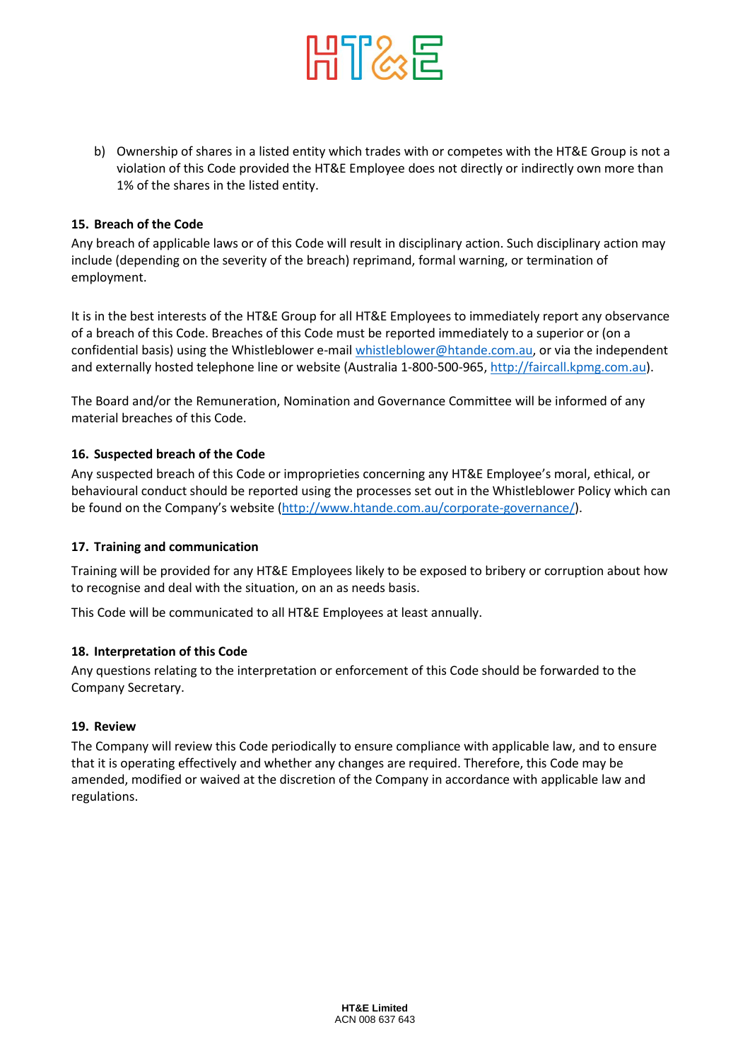b) Ownership of shares in a listed entity which trades with or competes with the HT&E Group is not a violation of this Code provided the HT&E Employee does not directly or indirectly own more than 1% of the shares in the listed entity.

### 15. Breach of the Code

Any breach of applicable laws or of this Code will result in disciplinary action. Such disciplinary action may include (depending on the severity of the breach) reprimand, formal warning, or termination of employment.

It is in the best interests of the HT&E Group for all HT&E Employees to immediately report any observance of a breach of this Code. Breaches of this Code must be reported immediately to a superior or (on a confidential basis) using the Whistleblower e-mail whistleblower@htande.com.au, or via the independent and externally hosted telephone line or website (Australia 1-800-500-965, http://faircall.kpmg.com.au).

The Board and/or the Remuneration, Nomination and Governance Committee will be informed of any material breaches of this Code.

### 16. Suspected breach of the Code

Any suspected breach of this Code or improprieties concerning any HT&E Employee's moral, ethical, or behavioural conduct should be reported using the processes set out in the Whistleblower Policy which can be found on the Company's website (http://www.htande.com.au/corporate-governance/).

### 17. Training and communication

Training will be provided for any HT&E Employees likely to be exposed to bribery or corruption about how to recognise and deal with the situation, on an as needs basis.

This Code will be communicated to all HT&E Employees at least annually.

### 18. Interpretation of this Code

Any questions relating to the interpretation or enforcement of this Code should be forwarded to the Company Secretary.

### 19. Review

The Company will review this Code periodically to ensure compliance with applicable law, and to ensure that it is operating effectively and whether any changes are required. Therefore, this Code may be amended, modified or waived at the discretion of the Company in accordance with applicable law and regulations.